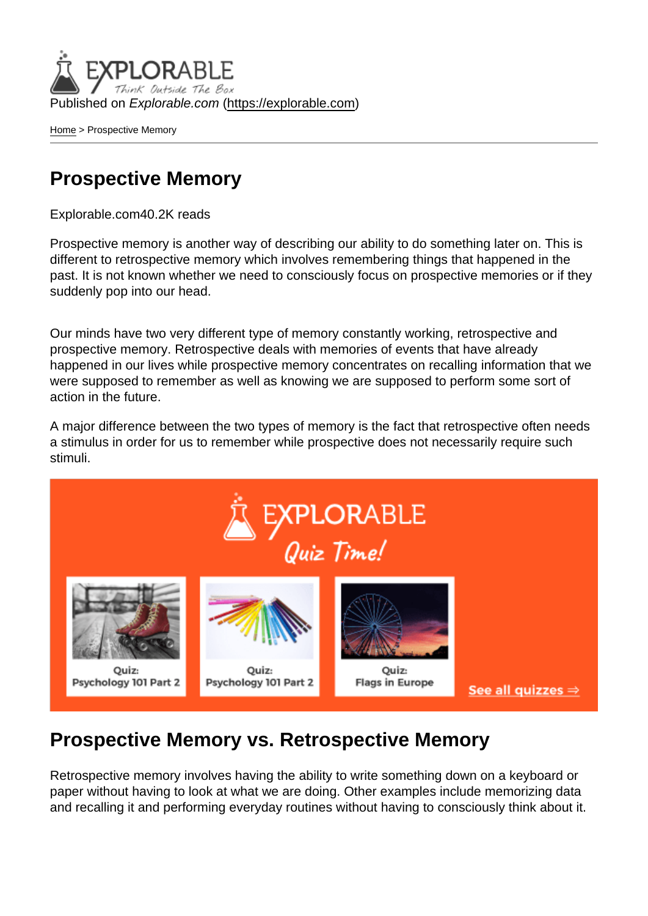Published on *Explorable.com* (https://explorable.com)

Home > Prospective Memory

# Prospective Memory

Explorable.com40.2K reads

Prospective memory is another way of describing our ability to do something later on. This is different to retrospective memory which involves remembering things that happened in the past. It is not known whether we need to consciously focus on prospective memories or if they suddenly pop into our head.

Our minds have two very different type of memory constantly working, retrospective and prospective memory. Retrospective deals with memories of events that have already happened in our lives while prospective memory concentrates on recalling information that we were supposed to remember as well as knowing we are supposed to perform some sort of action in the future.

A major difference between the two types of memory is the fact that retrospective often needs a stimulus in order for us to remember while prospective does not necessarily require such stimuli.

## Prospective Memory vs. Retrospective Memory

Retrospective memory involves having the ability to write something down on a keyboard or paper without having to look at what we are doing. Other examples include memorizing data and recalling it and performing everyday routines without having to consciously think about it.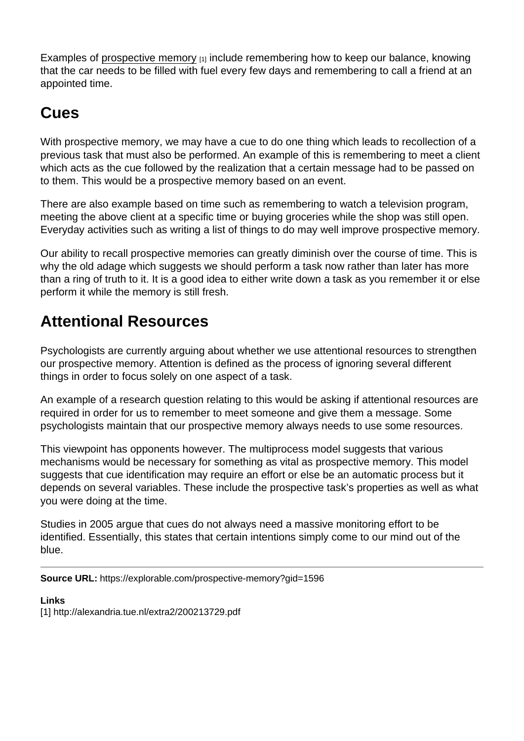Examples of prospective memory [1] include remembering how to keep our balance, knowing that the car needs to be filled with fuel every few days and remembering to call a friend at an appointed time.

## Cues

With prospective memory, we may have a cue to do one thing which leads to recollection of a previous task that must also be performed. An example of this is remembering to meet a client which acts as the cue followed by the realization that a certain message had to be passed on to them. This would be a prospective memory based on an event.

There are also example based on time such as remembering to watch a television program, meeting the above client at a specific time or buying groceries while the shop was still open. Everyday activities such as writing a list of things to do may well improve prospective memory.

Our ability to recall prospective memories can greatly diminish over the course of time. This is why the old adage which suggests we should perform a task now rather than later has more than a ring of truth to it. It is a good idea to either write down a task as you remember it or else perform it while the memory is still fresh.

## Attentional Resources

Psychologists are currently arguing about whether we use attentional resources to strengthen our prospective memory. Attention is defined as the process of ignoring several different things in order to focus solely on one aspect of a task.

An example of a research question relating to this would be asking if attentional resources are required in order for us to remember to meet someone and give them a message. Some psychologists maintain that our prospective memory always needs to use some resources.

This viewpoint has opponents however. The multiprocess model suggests that various mechanisms would be necessary for something as vital as prospective memory. This model suggests that cue identification may require an effort or else be an automatic process but it depends on several variables. These include the prospective task's properties as well as what you were doing at the time.

Studies in 2005 argue that cues do not always need a massive monitoring effort to be identified. Essentially, this states that certain intentions simply come to our mind out of the blue.

---

**Source URL:** https://explorable.com/prospective-memory?gid=1596

**Links**
[1] http://alexandria.tue.nl/extra2/200213729.pdf